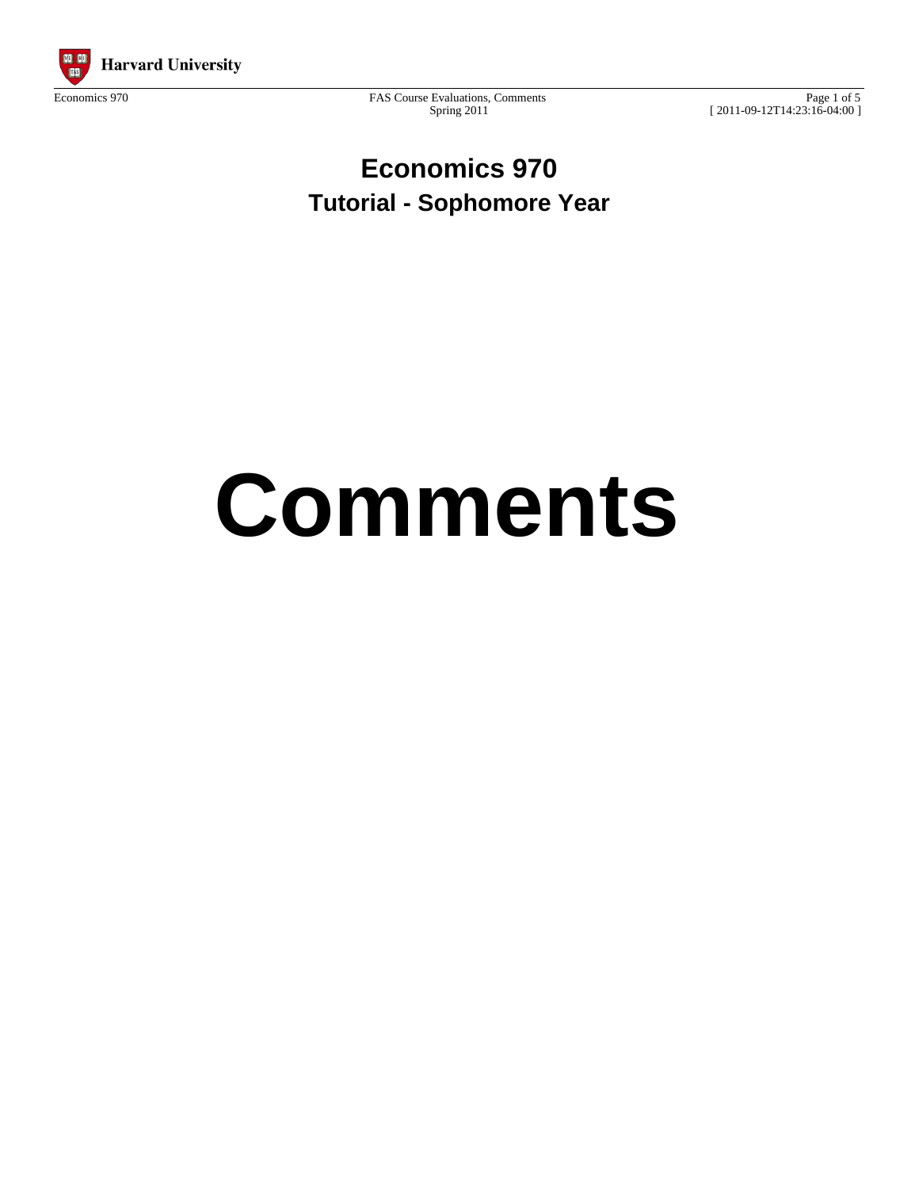# Economics 970

## Tutorial - Sophomore Year

# Comments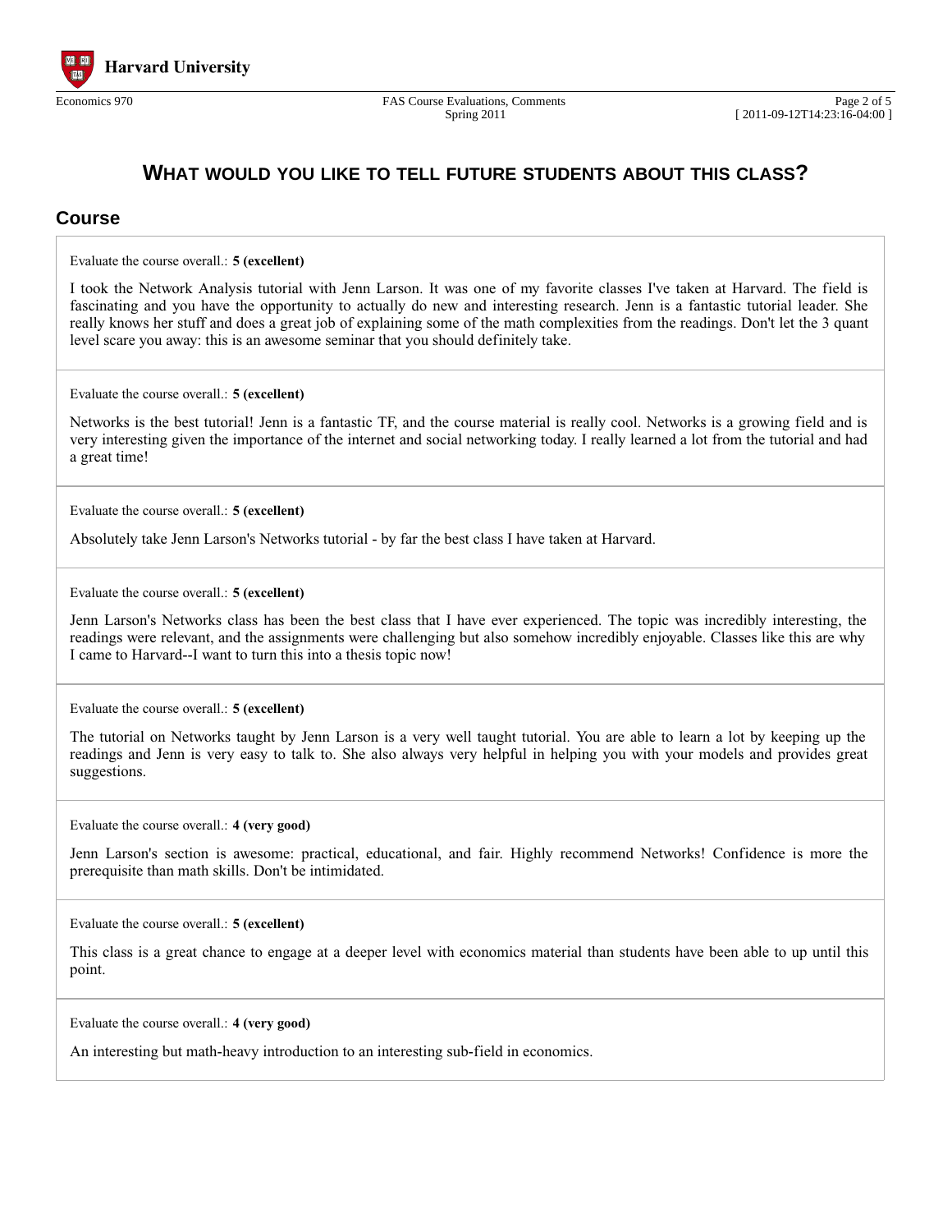# What would you like to tell future students about this class?

## Course

Evaluate the course overall.: **5 (excellent)**

I took the Network Analysis tutorial with Jenn Larson. It was one of my favorite classes I've taken at Harvard. The field is fascinating and you have the opportunity to actually do new and interesting research. Jenn is a fantastic tutorial leader. She really knows her stuff and does a great job of explaining some of the math complexities from the readings. Don't let the 3 quant level scare you away: this is an awesome seminar that you should definitely take.

---

Evaluate the course overall.: **5 (excellent)**

Networks is the best tutorial! Jenn is a fantastic TF, and the course material is really cool. Networks is a growing field and is very interesting given the importance of the internet and social networking today. I really learned a lot from the tutorial and had a great time!

---

Evaluate the course overall.: **5 (excellent)**

Absolutely take Jenn Larson's Networks tutorial - by far the best class I have taken at Harvard.

---

Evaluate the course overall.: **5 (excellent)**

Jenn Larson's Networks class has been the best class that I have ever experienced. The topic was incredibly interesting, the readings were relevant, and the assignments were challenging but also somehow incredibly enjoyable. Classes like this are why I came to Harvard--I want to turn this into a thesis topic now!

---

Evaluate the course overall.: **5 (excellent)**

The tutorial on Networks taught by Jenn Larson is a very well taught tutorial. You are able to learn a lot by keeping up the readings and Jenn is very easy to talk to. She also always very helpful in helping you with your models and provides great suggestions.

---

Evaluate the course overall.: **4 (very good)**

Jenn Larson's section is awesome: practical, educational, and fair. Highly recommend Networks! Confidence is more the prerequisite than math skills. Don't be intimidated.

---

Evaluate the course overall.: **5 (excellent)**

This class is a great chance to engage at a deeper level with economics material than students have been able to up until this point.

---

Evaluate the course overall.: **4 (very good)**

An interesting but math-heavy introduction to an interesting sub-field in economics.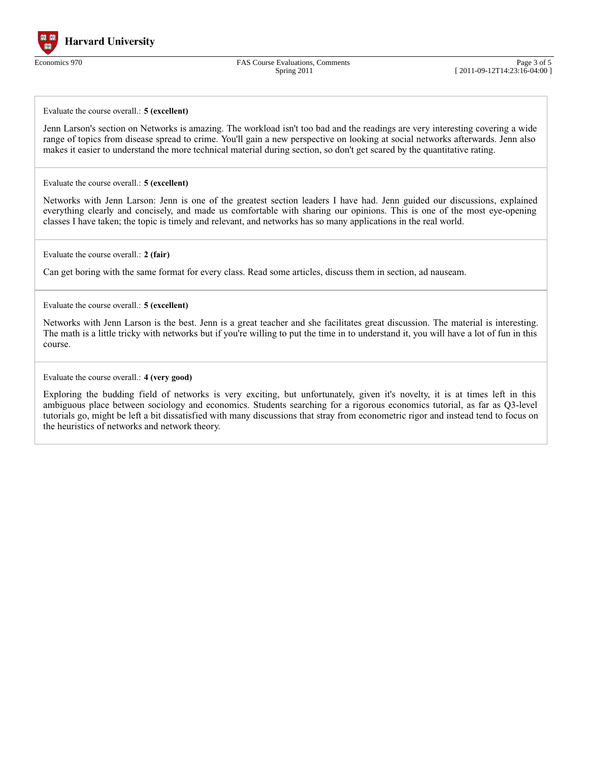Evaluate the course overall.: **5 (excellent)**

Jenn Larson's section on Networks is amazing. The workload isn't too bad and the readings are very interesting covering a wide range of topics from disease spread to crime. You'll gain a new perspective on looking at social networks afterwards. Jenn also makes it easier to understand the more technical material during section, so don't get scared by the quantitative rating.

---

Evaluate the course overall.: **5 (excellent)**

Networks with Jenn Larson: Jenn is one of the greatest section leaders I have had. Jenn guided our discussions, explained everything clearly and concisely, and made us comfortable with sharing our opinions. This is one of the most eye-opening classes I have taken; the topic is timely and relevant, and networks has so many applications in the real world.

---

Evaluate the course overall.: **2 (fair)**

Can get boring with the same format for every class. Read some articles, discuss them in section, ad nauseam.

---

Evaluate the course overall.: **5 (excellent)**

Networks with Jenn Larson is the best. Jenn is a great teacher and she facilitates great discussion. The material is interesting. The math is a little tricky with networks but if you're willing to put the time in to understand it, you will have a lot of fun in this course.

---

Evaluate the course overall.: **4 (very good)**

Exploring the budding field of networks is very exciting, but unfortunately, given it's novelty, it is at times left in this ambiguous place between sociology and economics. Students searching for a rigorous economics tutorial, as far as Q3-level tutorials go, might be left a bit dissatisfied with many discussions that stray from econometric rigor and instead tend to focus on the heuristics of networks and network theory.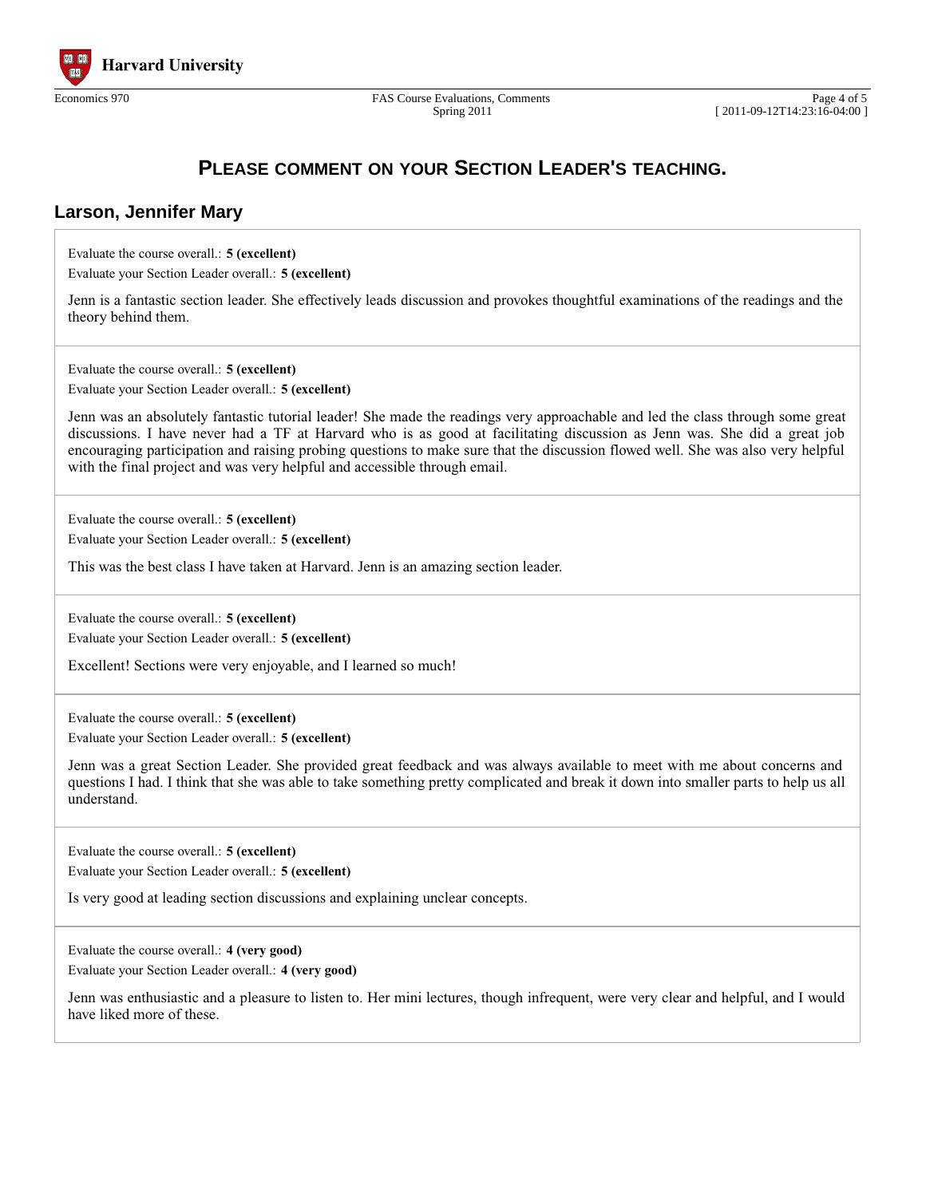# PLEASE COMMENT ON YOUR SECTION LEADER'S TEACHING.

## Larson, Jennifer Mary

Evaluate the course overall.: **5 (excellent)**
Evaluate your Section Leader overall.: **5 (excellent)**

Jenn is a fantastic section leader. She effectively leads discussion and provokes thoughtful examinations of the readings and the theory behind them.

---

Evaluate the course overall.: **5 (excellent)**
Evaluate your Section Leader overall.: **5 (excellent)**

Jenn was an absolutely fantastic tutorial leader! She made the readings very approachable and led the class through some great discussions. I have never had a TF at Harvard who is as good at facilitating discussion as Jenn was. She did a great job encouraging participation and raising probing questions to make sure that the discussion flowed well. She was also very helpful with the final project and was very helpful and accessible through email.

---

Evaluate the course overall.: **5 (excellent)**
Evaluate your Section Leader overall.: **5 (excellent)**

This was the best class I have taken at Harvard. Jenn is an amazing section leader.

---

Evaluate the course overall.: **5 (excellent)**
Evaluate your Section Leader overall.: **5 (excellent)**

Excellent! Sections were very enjoyable, and I learned so much!

---

Evaluate the course overall.: **5 (excellent)**
Evaluate your Section Leader overall.: **5 (excellent)**

Jenn was a great Section Leader. She provided great feedback and was always available to meet with me about concerns and questions I had. I think that she was able to take something pretty complicated and break it down into smaller parts to help us all understand.

---

Evaluate the course overall.: **5 (excellent)**
Evaluate your Section Leader overall.: **5 (excellent)**

Is very good at leading section discussions and explaining unclear concepts.

---

Evaluate the course overall.: **4 (very good)**
Evaluate your Section Leader overall.: **4 (very good)**

Jenn was enthusiastic and a pleasure to listen to. Her mini lectures, though infrequent, were very clear and helpful, and I would have liked more of these.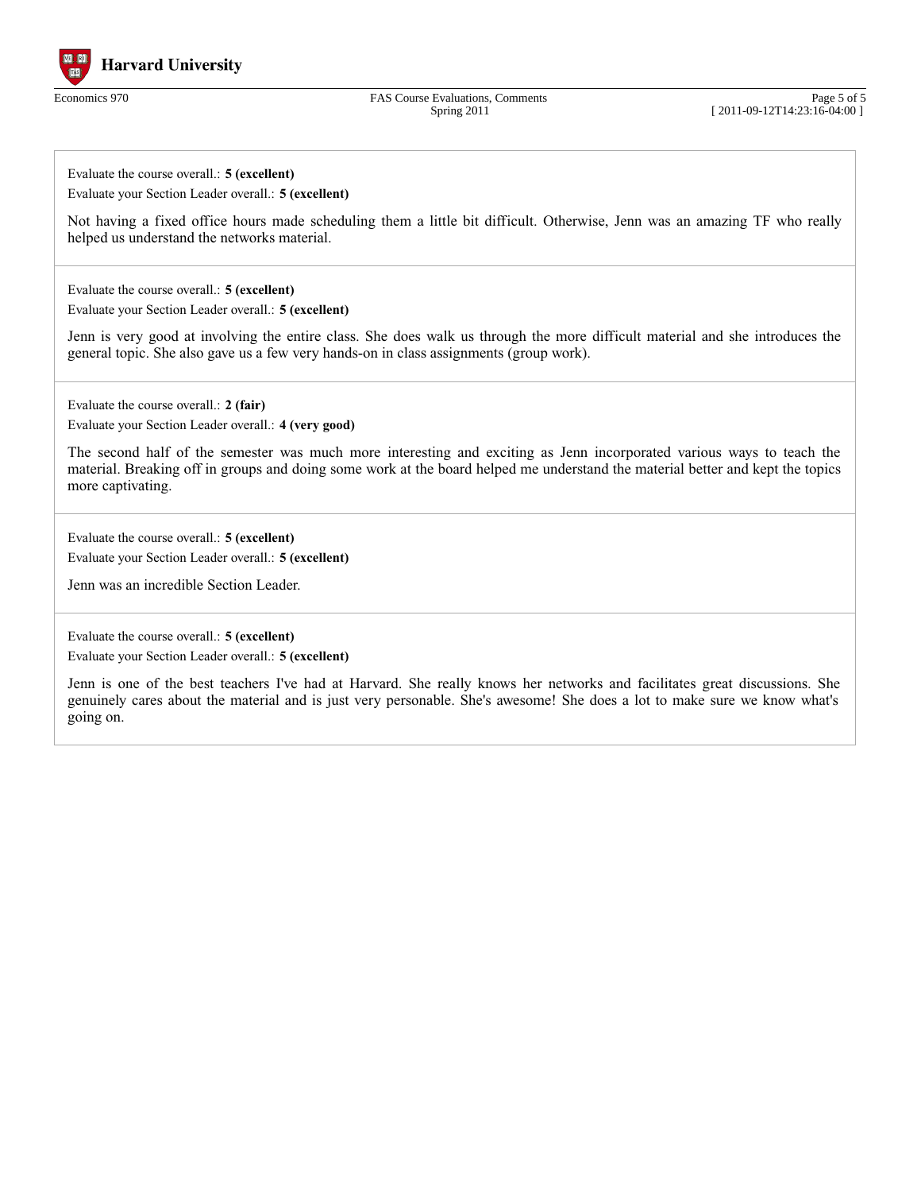Evaluate the course overall.: **5 (excellent)**

Evaluate your Section Leader overall.: **5 (excellent)**

Not having a fixed office hours made scheduling them a little bit difficult. Otherwise, Jenn was an amazing TF who really helped us understand the networks material.

---

Evaluate the course overall.: **5 (excellent)**

Evaluate your Section Leader overall.: **5 (excellent)**

Jenn is very good at involving the entire class. She does walk us through the more difficult material and she introduces the general topic. She also gave us a few very hands-on in class assignments (group work).

---

Evaluate the course overall.: **2 (fair)**

Evaluate your Section Leader overall.: **4 (very good)**

The second half of the semester was much more interesting and exciting as Jenn incorporated various ways to teach the material. Breaking off in groups and doing some work at the board helped me understand the material better and kept the topics more captivating.

---

Evaluate the course overall.: **5 (excellent)**

Evaluate your Section Leader overall.: **5 (excellent)**

Jenn was an incredible Section Leader.

---

Evaluate the course overall.: **5 (excellent)**

Evaluate your Section Leader overall.: **5 (excellent)**

Jenn is one of the best teachers I've had at Harvard. She really knows her networks and facilitates great discussions. She genuinely cares about the material and is just very personable. She's awesome! She does a lot to make sure we know what's going on.